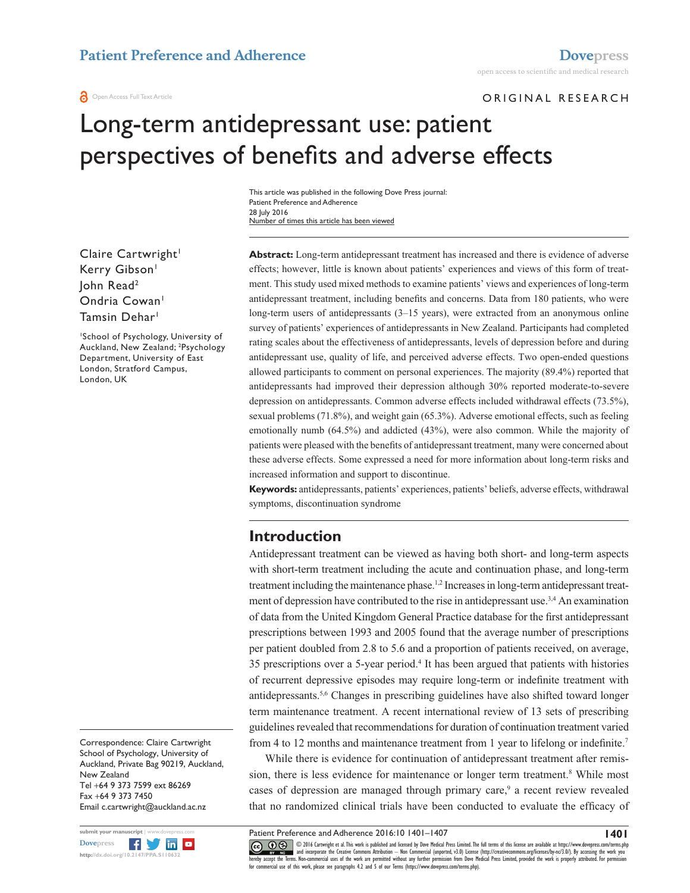Patient Preference and Adherence

Open Access Full Text Article

ORIGINAL RESEARCH

# Long-term antidepressant use: patient perspectives of benefits and adverse effects

This article was published in the following Dove Press journal:
Patient Preference and Adherence
28 July 2016
Number of times this article has been viewed

Claire Cartwright[1]
Kerry Gibson[1]
John Read[2]
Ondria Cowan[1]
Tamsin Dehar[1]

[1]School of Psychology, University of Auckland, New Zealand; [2]Psychology Department, University of East London, Stratford Campus, London, UK

Correspondence: Claire Cartwright
School of Psychology, University of Auckland, Private Bag 90219, Auckland, New Zealand
Tel +64 9 373 7599 ext 86269
Fax +64 9 373 7450
Email c.cartwright@auckland.ac.nz

**Abstract:** Long-term antidepressant treatment has increased and there is evidence of adverse effects; however, little is known about patients' experiences and views of this form of treatment. This study used mixed methods to examine patients' views and experiences of long-term antidepressant treatment, including benefits and concerns. Data from 180 patients, who were long-term users of antidepressants (3–15 years), were extracted from an anonymous online survey of patients' experiences of antidepressants in New Zealand. Participants had completed rating scales about the effectiveness of antidepressants, levels of depression before and during antidepressant use, quality of life, and perceived adverse effects. Two open-ended questions allowed participants to comment on personal experiences. The majority (89.4%) reported that antidepressants had improved their depression although 30% reported moderate-to-severe depression on antidepressants. Common adverse effects included withdrawal effects (73.5%), sexual problems (71.8%), and weight gain (65.3%). Adverse emotional effects, such as feeling emotionally numb (64.5%) and addicted (43%), were also common. While the majority of patients were pleased with the benefits of antidepressant treatment, many were concerned about these adverse effects. Some expressed a need for more information about long-term risks and increased information and support to discontinue.

**Keywords:** antidepressants, patients' experiences, patients' beliefs, adverse effects, withdrawal symptoms, discontinuation syndrome

## Introduction

Antidepressant treatment can be viewed as having both short- and long-term aspects with short-term treatment including the acute and continuation phase, and long-term treatment including the maintenance phase.[1,2] Increases in long-term antidepressant treatment of depression have contributed to the rise in antidepressant use.[3,4] An examination of data from the United Kingdom General Practice database for the first antidepressant prescriptions between 1993 and 2005 found that the average number of prescriptions per patient doubled from 2.8 to 5.6 and a proportion of patients received, on average, 35 prescriptions over a 5-year period.[4] It has been argued that patients with histories of recurrent depressive episodes may require long-term or indefinite treatment with antidepressants.[5,6] Changes in prescribing guidelines have also shifted toward longer term maintenance treatment. A recent international review of 13 sets of prescribing guidelines revealed that recommendations for duration of continuation treatment varied from 4 to 12 months and maintenance treatment from 1 year to lifelong or indefinite.[7]

While there is evidence for continuation of antidepressant treatment after remission, there is less evidence for maintenance or longer term treatment.[8] While most cases of depression are managed through primary care,[9] a recent review revealed that no randomized clinical trials have been conducted to evaluate the efficacy of

© 2016 Cartwright et al. This work is published and licensed by Dove Medical Press Limited. The full terms of this license are available at https://www.dovepress.com/terms.php and incorporate the Creative Commons Attribution – Non Commercial (unported, v3.0) License (http://creativecommons.org/licenses/by-nc/3.0/). By accessing the work you hereby accept the Terms. Non-commercial uses of the work are permitted without any further permission from Dove Medical Press Limited, provided the work is properly attributed. For permission for commercial use of this work, please see paragraphs 4.2 and 5 of our Terms (https://www.dovepress.com/terms.php).

http://dx.doi.org/10.2147/PPA.S110632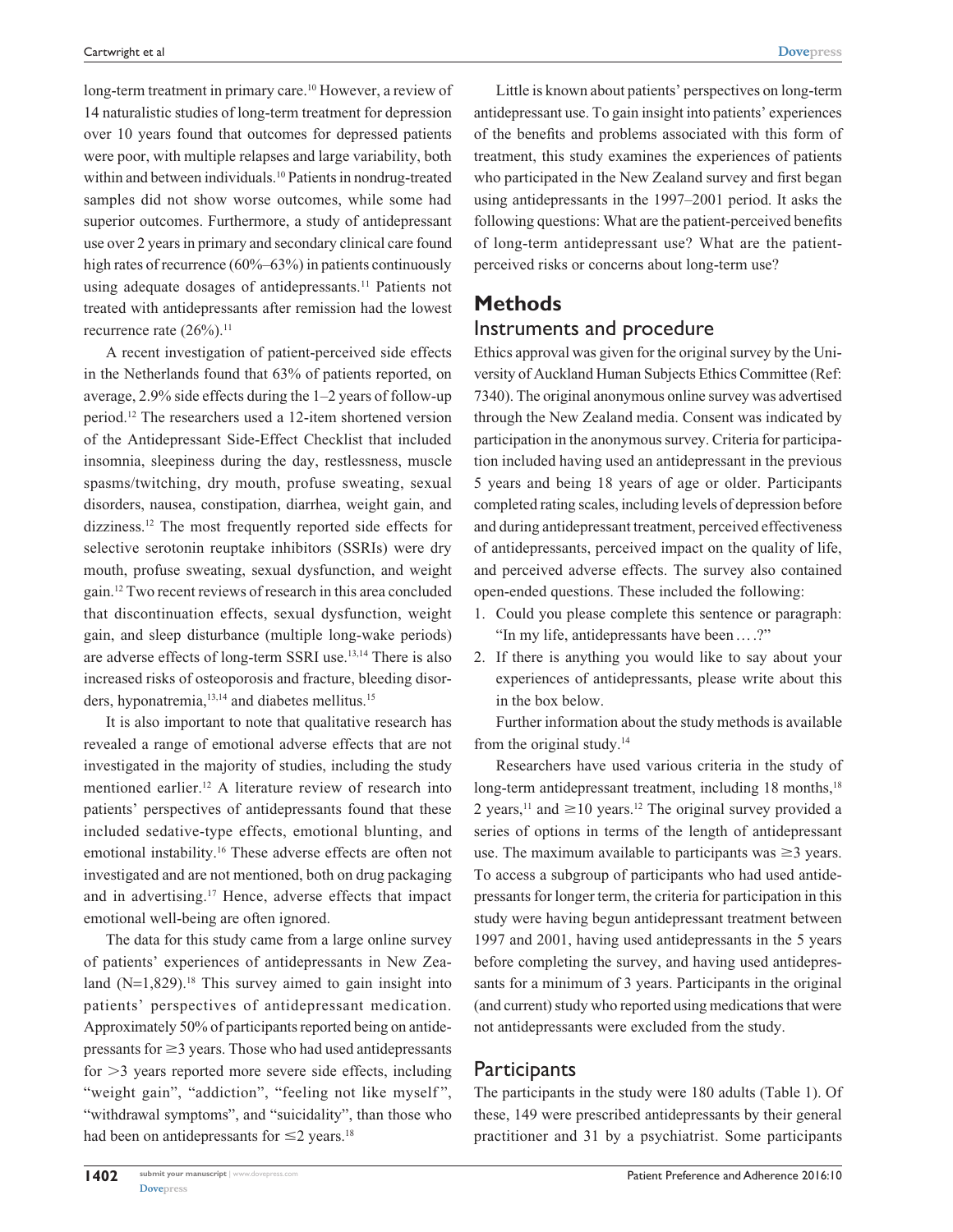long-term treatment in primary care.[10] However, a review of 14 naturalistic studies of long-term treatment for depression over 10 years found that outcomes for depressed patients were poor, with multiple relapses and large variability, both within and between individuals.[10] Patients in nondrug-treated samples did not show worse outcomes, while some had superior outcomes. Furthermore, a study of antidepressant use over 2 years in primary and secondary clinical care found high rates of recurrence (60%–63%) in patients continuously using adequate dosages of antidepressants.[11] Patients not treated with antidepressants after remission had the lowest recurrence rate (26%).[11]

A recent investigation of patient-perceived side effects in the Netherlands found that 63% of patients reported, on average, 2.9% side effects during the 1–2 years of follow-up period.[12] The researchers used a 12-item shortened version of the Antidepressant Side-Effect Checklist that included insomnia, sleepiness during the day, restlessness, muscle spasms/twitching, dry mouth, profuse sweating, sexual disorders, nausea, constipation, diarrhea, weight gain, and dizziness.[12] The most frequently reported side effects for selective serotonin reuptake inhibitors (SSRIs) were dry mouth, profuse sweating, sexual dysfunction, and weight gain.[12] Two recent reviews of research in this area concluded that discontinuation effects, sexual dysfunction, weight gain, and sleep disturbance (multiple long-wake periods) are adverse effects of long-term SSRI use.[13,14] There is also increased risks of osteoporosis and fracture, bleeding disorders, hyponatremia,[13,14] and diabetes mellitus.[15]

It is also important to note that qualitative research has revealed a range of emotional adverse effects that are not investigated in the majority of studies, including the study mentioned earlier.[12] A literature review of research into patients' perspectives of antidepressants found that these included sedative-type effects, emotional blunting, and emotional instability.[16] These adverse effects are often not investigated and are not mentioned, both on drug packaging and in advertising.[17] Hence, adverse effects that impact emotional well-being are often ignored.

The data for this study came from a large online survey of patients' experiences of antidepressants in New Zealand (N=1,829).[18] This survey aimed to gain insight into patients' perspectives of antidepressant medication. Approximately 50% of participants reported being on antidepressants for ≥3 years. Those who had used antidepressants for >3 years reported more severe side effects, including "weight gain", "addiction", "feeling not like myself", "withdrawal symptoms", and "suicidality", than those who had been on antidepressants for ≤2 years.[18]

Little is known about patients' perspectives on long-term antidepressant use. To gain insight into patients' experiences of the benefits and problems associated with this form of treatment, this study examines the experiences of patients who participated in the New Zealand survey and first began using antidepressants in the 1997–2001 period. It asks the following questions: What are the patient-perceived benefits of long-term antidepressant use? What are the patient-perceived risks or concerns about long-term use?

## Methods

### Instruments and procedure

Ethics approval was given for the original survey by the University of Auckland Human Subjects Ethics Committee (Ref: 7340). The original anonymous online survey was advertised through the New Zealand media. Consent was indicated by participation in the anonymous survey. Criteria for participation included having used an antidepressant in the previous 5 years and being 18 years of age or older. Participants completed rating scales, including levels of depression before and during antidepressant treatment, perceived effectiveness of antidepressants, perceived impact on the quality of life, and perceived adverse effects. The survey also contained open-ended questions. These included the following:

1. Could you please complete this sentence or paragraph: "In my life, antidepressants have been….?"
2. If there is anything you would like to say about your experiences of antidepressants, please write about this in the box below.

Further information about the study methods is available from the original study.[14]

Researchers have used various criteria in the study of long-term antidepressant treatment, including 18 months,[18] 2 years,[11] and ≥10 years.[12] The original survey provided a series of options in terms of the length of antidepressant use. The maximum available to participants was ≥3 years. To access a subgroup of participants who had used antidepressants for longer term, the criteria for participation in this study were having begun antidepressant treatment between 1997 and 2001, having used antidepressants in the 5 years before completing the survey, and having used antidepressants for a minimum of 3 years. Participants in the original (and current) study who reported using medications that were not antidepressants were excluded from the study.

### Participants

The participants in the study were 180 adults (Table 1). Of these, 149 were prescribed antidepressants by their general practitioner and 31 by a psychiatrist. Some participants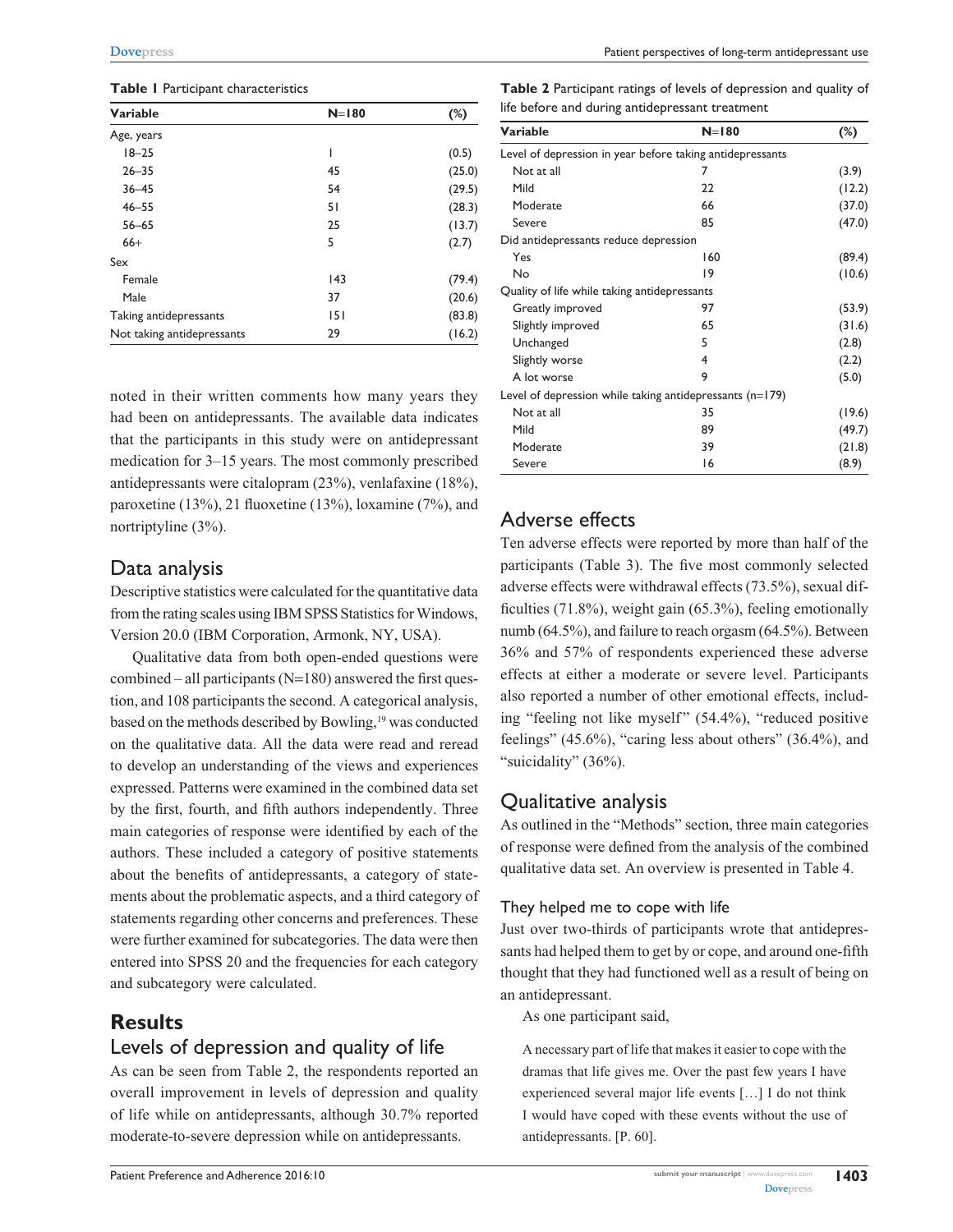**Table 1** Participant characteristics

| Variable | N=180 | (%) |
|---|---|---|
| Age, years | | |
| 18–25 | 1 | (0.5) |
| 26–35 | 45 | (25.0) |
| 36–45 | 54 | (29.5) |
| 46–55 | 51 | (28.3) |
| 56–65 | 25 | (13.7) |
| 66+ | 5 | (2.7) |
| Sex | | |
| Female | 143 | (79.4) |
| Male | 37 | (20.6) |
| Taking antidepressants | 151 | (83.8) |
| Not taking antidepressants | 29 | (16.2) |

noted in their written comments how many years they had been on antidepressants. The available data indicates that the participants in this study were on antidepressant medication for 3–15 years. The most commonly prescribed antidepressants were citalopram (23%), venlafaxine (18%), paroxetine (13%), 21 fluoxetine (13%), loxamine (7%), and nortriptyline (3%).

## Data analysis

Descriptive statistics were calculated for the quantitative data from the rating scales using IBM SPSS Statistics for Windows, Version 20.0 (IBM Corporation, Armonk, NY, USA).

Qualitative data from both open-ended questions were combined – all participants (N=180) answered the first question, and 108 participants the second. A categorical analysis, based on the methods described by Bowling,[19] was conducted on the qualitative data. All the data were read and reread to develop an understanding of the views and experiences expressed. Patterns were examined in the combined data set by the first, fourth, and fifth authors independently. Three main categories of response were identified by each of the authors. These included a category of positive statements about the benefits of antidepressants, a category of statements about the problematic aspects, and a third category of statements regarding other concerns and preferences. These were further examined for subcategories. The data were then entered into SPSS 20 and the frequencies for each category and subcategory were calculated.

# Results

## Levels of depression and quality of life

As can be seen from Table 2, the respondents reported an overall improvement in levels of depression and quality of life while on antidepressants, although 30.7% reported moderate-to-severe depression while on antidepressants.

**Table 2** Participant ratings of levels of depression and quality of life before and during antidepressant treatment

| Variable | N=180 | (%) |
|---|---|---|
| Level of depression in year before taking antidepressants | | |
| Not at all | 7 | (3.9) |
| Mild | 22 | (12.2) |
| Moderate | 66 | (37.0) |
| Severe | 85 | (47.0) |
| Did antidepressants reduce depression | | |
| Yes | 160 | (89.4) |
| No | 19 | (10.6) |
| Quality of life while taking antidepressants | | |
| Greatly improved | 97 | (53.9) |
| Slightly improved | 65 | (31.6) |
| Unchanged | 5 | (2.8) |
| Slightly worse | 4 | (2.2) |
| A lot worse | 9 | (5.0) |
| Level of depression while taking antidepressants (n=179) | | |
| Not at all | 35 | (19.6) |
| Mild | 89 | (49.7) |
| Moderate | 39 | (21.8) |
| Severe | 16 | (8.9) |

## Adverse effects

Ten adverse effects were reported by more than half of the participants (Table 3). The five most commonly selected adverse effects were withdrawal effects (73.5%), sexual difficulties (71.8%), weight gain (65.3%), feeling emotionally numb (64.5%), and failure to reach orgasm (64.5%). Between 36% and 57% of respondents experienced these adverse effects at either a moderate or severe level. Participants also reported a number of other emotional effects, including "feeling not like myself" (54.4%), "reduced positive feelings" (45.6%), "caring less about others" (36.4%), and "suicidality" (36%).

## Qualitative analysis

As outlined in the "Methods" section, three main categories of response were defined from the analysis of the combined qualitative data set. An overview is presented in Table 4.

### They helped me to cope with life

Just over two-thirds of participants wrote that antidepressants had helped them to get by or cope, and around one-fifth thought that they had functioned well as a result of being on an antidepressant.

As one participant said,

> A necessary part of life that makes it easier to cope with the dramas that life gives me. Over the past few years I have experienced several major life events […] I do not think I would have coped with these events without the use of antidepressants. [P. 60].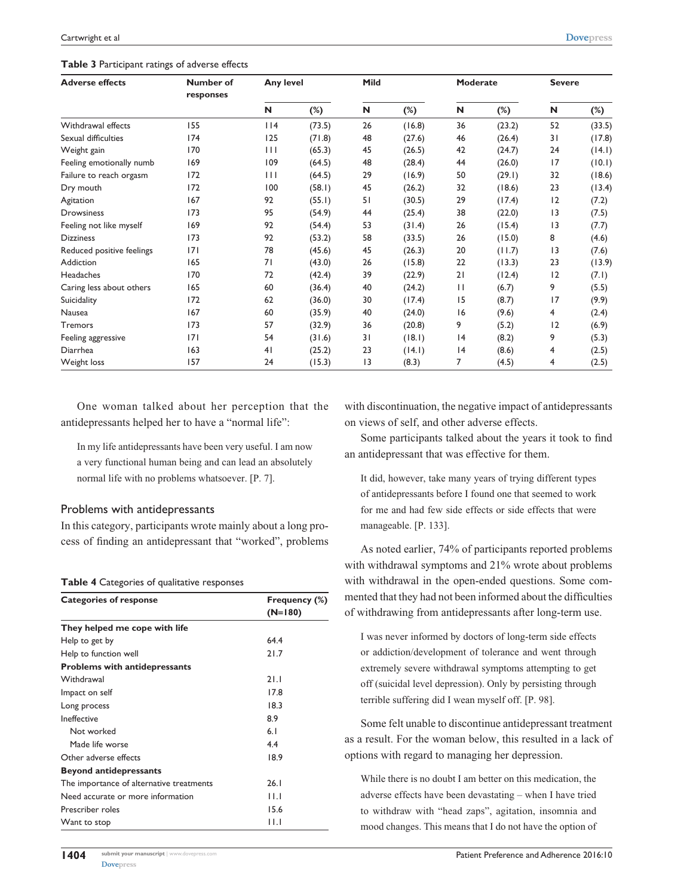**Table 3** Participant ratings of adverse effects

| Adverse effects | Number of responses | Any level | | Mild | | Moderate | | Severe | |
|---|---|---|---|---|---|---|---|---|---|
| | | N | (%) | N | (%) | N | (%) | N | (%) |
| Withdrawal effects | 155 | 114 | (73.5) | 26 | (16.8) | 36 | (23.2) | 52 | (33.5) |
| Sexual difficulties | 174 | 125 | (71.8) | 48 | (27.6) | 46 | (26.4) | 31 | (17.8) |
| Weight gain | 170 | 111 | (65.3) | 45 | (26.5) | 42 | (24.7) | 24 | (14.1) |
| Feeling emotionally numb | 169 | 109 | (64.5) | 48 | (28.4) | 44 | (26.0) | 17 | (10.1) |
| Failure to reach orgasm | 172 | 111 | (64.5) | 29 | (16.9) | 50 | (29.1) | 32 | (18.6) |
| Dry mouth | 172 | 100 | (58.1) | 45 | (26.2) | 32 | (18.6) | 23 | (13.4) |
| Agitation | 167 | 92 | (55.1) | 51 | (30.5) | 29 | (17.4) | 12 | (7.2) |
| Drowsiness | 173 | 95 | (54.9) | 44 | (25.4) | 38 | (22.0) | 13 | (7.5) |
| Feeling not like myself | 169 | 92 | (54.4) | 53 | (31.4) | 26 | (15.4) | 13 | (7.7) |
| Dizziness | 173 | 92 | (53.2) | 58 | (33.5) | 26 | (15.0) | 8 | (4.6) |
| Reduced positive feelings | 171 | 78 | (45.6) | 45 | (26.3) | 20 | (11.7) | 13 | (7.6) |
| Addiction | 165 | 71 | (43.0) | 26 | (15.8) | 22 | (13.3) | 23 | (13.9) |
| Headaches | 170 | 72 | (42.4) | 39 | (22.9) | 21 | (12.4) | 12 | (7.1) |
| Caring less about others | 165 | 60 | (36.4) | 40 | (24.2) | 11 | (6.7) | 9 | (5.5) |
| Suicidality | 172 | 62 | (36.0) | 30 | (17.4) | 15 | (8.7) | 17 | (9.9) |
| Nausea | 167 | 60 | (35.9) | 40 | (24.0) | 16 | (9.6) | 4 | (2.4) |
| Tremors | 173 | 57 | (32.9) | 36 | (20.8) | 9 | (5.2) | 12 | (6.9) |
| Feeling aggressive | 171 | 54 | (31.6) | 31 | (18.1) | 14 | (8.2) | 9 | (5.3) |
| Diarrhea | 163 | 41 | (25.2) | 23 | (14.1) | 14 | (8.6) | 4 | (2.5) |
| Weight loss | 157 | 24 | (15.3) | 13 | (8.3) | 7 | (4.5) | 4 | (2.5) |

One woman talked about her perception that the antidepressants helped her to have a "normal life":

> In my life antidepressants have been very useful. I am now a very functional human being and can lead an absolutely normal life with no problems whatsoever. [P. 7].

## Problems with antidepressants

In this category, participants wrote mainly about a long process of finding an antidepressant that "worked", problems with discontinuation, the negative impact of antidepressants on views of self, and other adverse effects.

**Table 4** Categories of qualitative responses

| Categories of response | Frequency (%) (N=180) |
|---|---|
| **They helped me cope with life** | |
| Help to get by | 64.4 |
| Help to function well | 21.7 |
| **Problems with antidepressants** | |
| Withdrawal | 21.1 |
| Impact on self | 17.8 |
| Long process | 18.3 |
| Ineffective | 8.9 |
| Not worked | 6.1 |
| Made life worse | 4.4 |
| Other adverse effects | 18.9 |
| **Beyond antidepressants** | |
| The importance of alternative treatments | 26.1 |
| Need accurate or more information | 11.1 |
| Prescriber roles | 15.6 |
| Want to stop | 11.1 |

Some participants talked about the years it took to find an antidepressant that was effective for them.

> It did, however, take many years of trying different types of antidepressants before I found one that seemed to work for me and had few side effects or side effects that were manageable. [P. 133].

As noted earlier, 74% of participants reported problems with withdrawal symptoms and 21% wrote about problems with withdrawal in the open-ended questions. Some commented that they had not been informed about the difficulties of withdrawing from antidepressants after long-term use.

> I was never informed by doctors of long-term side effects or addiction/development of tolerance and went through extremely severe withdrawal symptoms attempting to get off (suicidal level depression). Only by persisting through terrible suffering did I wean myself off. [P. 98].

Some felt unable to discontinue antidepressant treatment as a result. For the woman below, this resulted in a lack of options with regard to managing her depression.

> While there is no doubt I am better on this medication, the adverse effects have been devastating – when I have tried to withdraw with "head zaps", agitation, insomnia and mood changes. This means that I do not have the option of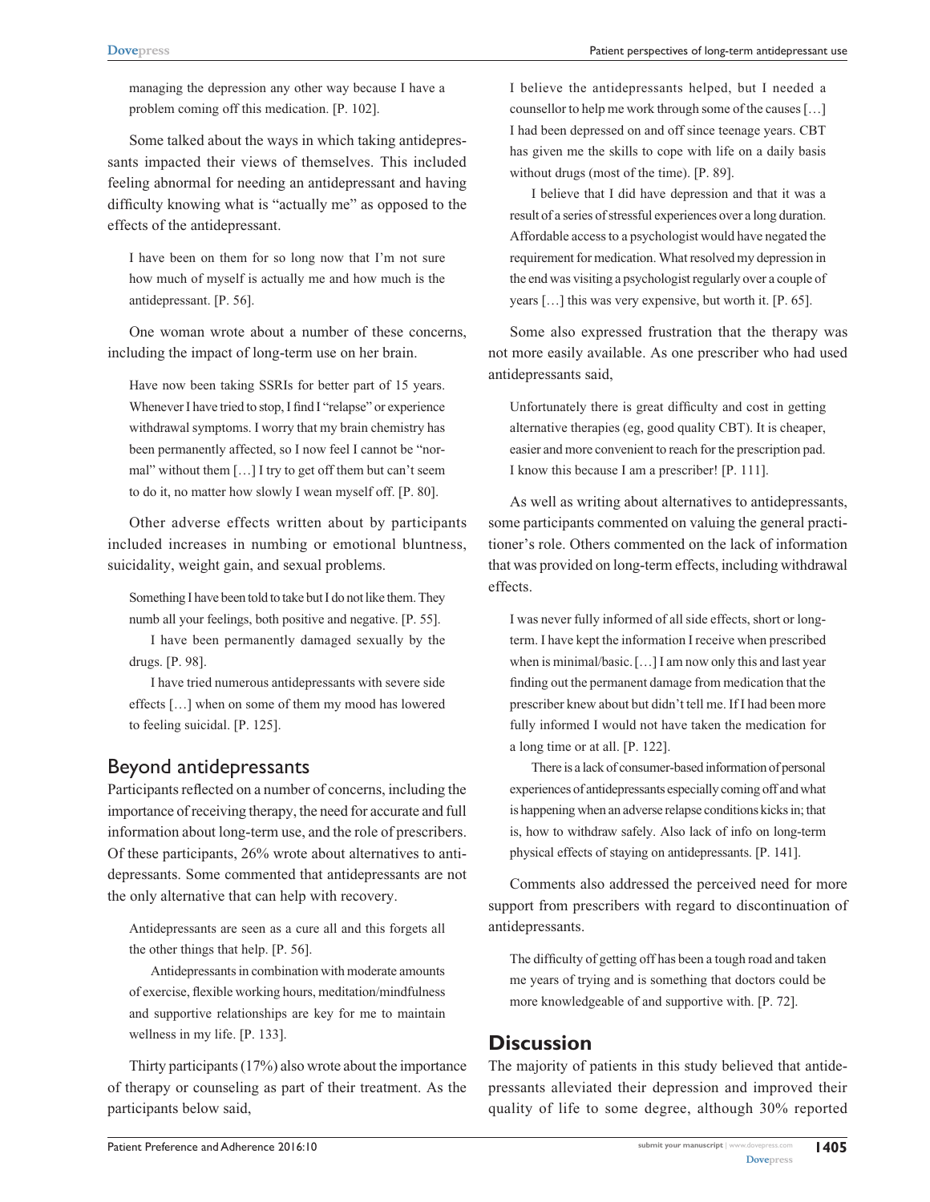managing the depression any other way because I have a problem coming off this medication. [P. 102].

Some talked about the ways in which taking antidepressants impacted their views of themselves. This included feeling abnormal for needing an antidepressant and having difficulty knowing what is "actually me" as opposed to the effects of the antidepressant.

> I have been on them for so long now that I'm not sure how much of myself is actually me and how much is the antidepressant. [P. 56].

One woman wrote about a number of these concerns, including the impact of long-term use on her brain.

> Have now been taking SSRIs for better part of 15 years. Whenever I have tried to stop, I find I "relapse" or experience withdrawal symptoms. I worry that my brain chemistry has been permanently affected, so I now feel I cannot be "normal" without them […] I try to get off them but can't seem to do it, no matter how slowly I wean myself off. [P. 80].

Other adverse effects written about by participants included increases in numbing or emotional bluntness, suicidality, weight gain, and sexual problems.

> Something I have been told to take but I do not like them. They numb all your feelings, both positive and negative. [P. 55].
>
> I have been permanently damaged sexually by the drugs. [P. 98].
>
> I have tried numerous antidepressants with severe side effects […] when on some of them my mood has lowered to feeling suicidal. [P. 125].

## Beyond antidepressants

Participants reflected on a number of concerns, including the importance of receiving therapy, the need for accurate and full information about long-term use, and the role of prescribers. Of these participants, 26% wrote about alternatives to antidepressants. Some commented that antidepressants are not the only alternative that can help with recovery.

> Antidepressants are seen as a cure all and this forgets all the other things that help. [P. 56].
>
> Antidepressants in combination with moderate amounts of exercise, flexible working hours, meditation/mindfulness and supportive relationships are key for me to maintain wellness in my life. [P. 133].

Thirty participants (17%) also wrote about the importance of therapy or counseling as part of their treatment. As the participants below said,

> I believe the antidepressants helped, but I needed a counsellor to help me work through some of the causes […] I had been depressed on and off since teenage years. CBT has given me the skills to cope with life on a daily basis without drugs (most of the time). [P. 89].
>
> I believe that I did have depression and that it was a result of a series of stressful experiences over a long duration. Affordable access to a psychologist would have negated the requirement for medication. What resolved my depression in the end was visiting a psychologist regularly over a couple of years […] this was very expensive, but worth it. [P. 65].

Some also expressed frustration that the therapy was not more easily available. As one prescriber who had used antidepressants said,

> Unfortunately there is great difficulty and cost in getting alternative therapies (eg, good quality CBT). It is cheaper, easier and more convenient to reach for the prescription pad. I know this because I am a prescriber! [P. 111].

As well as writing about alternatives to antidepressants, some participants commented on valuing the general practitioner's role. Others commented on the lack of information that was provided on long-term effects, including withdrawal effects.

> I was never fully informed of all side effects, short or long-term. I have kept the information I receive when prescribed when is minimal/basic. […] I am now only this and last year finding out the permanent damage from medication that the prescriber knew about but didn't tell me. If I had been more fully informed I would not have taken the medication for a long time or at all. [P. 122].
>
> There is a lack of consumer-based information of personal experiences of antidepressants especially coming off and what is happening when an adverse relapse conditions kicks in; that is, how to withdraw safely. Also lack of info on long-term physical effects of staying on antidepressants. [P. 141].

Comments also addressed the perceived need for more support from prescribers with regard to discontinuation of antidepressants.

> The difficulty of getting off has been a tough road and taken me years of trying and is something that doctors could be more knowledgeable of and supportive with. [P. 72].

# Discussion

The majority of patients in this study believed that antidepressants alleviated their depression and improved their quality of life to some degree, although 30% reported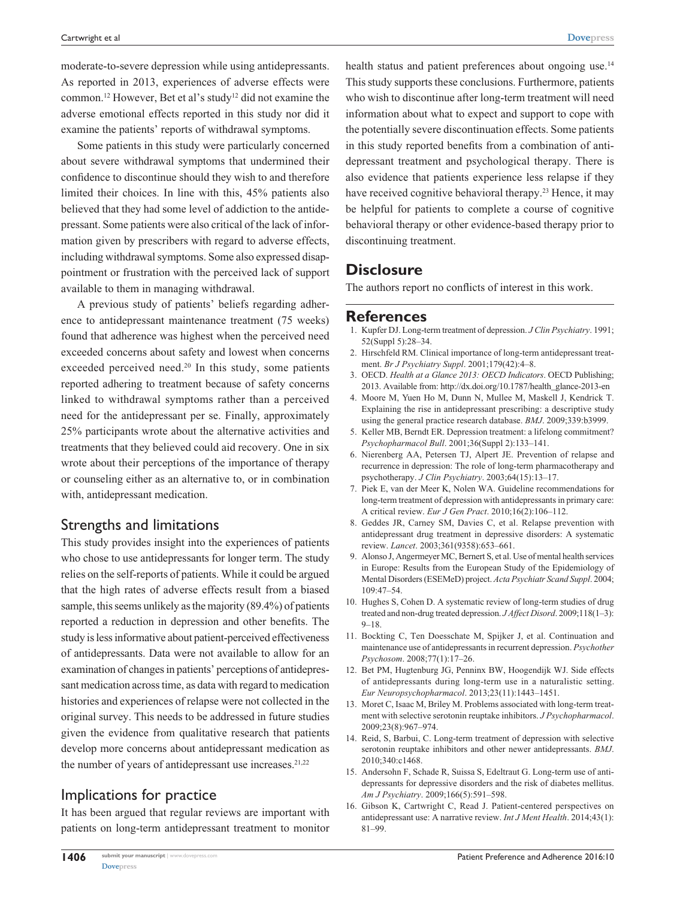moderate-to-severe depression while using antidepressants. As reported in 2013, experiences of adverse effects were common.[12] However, Bet et al's study[12] did not examine the adverse emotional effects reported in this study nor did it examine the patients' reports of withdrawal symptoms.

Some patients in this study were particularly concerned about severe withdrawal symptoms that undermined their confidence to discontinue should they wish to and therefore limited their choices. In line with this, 45% patients also believed that they had some level of addiction to the antidepressant. Some patients were also critical of the lack of information given by prescribers with regard to adverse effects, including withdrawal symptoms. Some also expressed disappointment or frustration with the perceived lack of support available to them in managing withdrawal.

A previous study of patients' beliefs regarding adherence to antidepressant maintenance treatment (75 weeks) found that adherence was highest when the perceived need exceeded concerns about safety and lowest when concerns exceeded perceived need.[20] In this study, some patients reported adhering to treatment because of safety concerns linked to withdrawal symptoms rather than a perceived need for the antidepressant per se. Finally, approximately 25% participants wrote about the alternative activities and treatments that they believed could aid recovery. One in six wrote about their perceptions of the importance of therapy or counseling either as an alternative to, or in combination with, antidepressant medication.

## Strengths and limitations

This study provides insight into the experiences of patients who chose to use antidepressants for longer term. The study relies on the self-reports of patients. While it could be argued that the high rates of adverse effects result from a biased sample, this seems unlikely as the majority (89.4%) of patients reported a reduction in depression and other benefits. The study is less informative about patient-perceived effectiveness of antidepressants. Data were not available to allow for an examination of changes in patients' perceptions of antidepressant medication across time, as data with regard to medication histories and experiences of relapse were not collected in the original survey. This needs to be addressed in future studies given the evidence from qualitative research that patients develop more concerns about antidepressant medication as the number of years of antidepressant use increases.[21,22]

## Implications for practice

It has been argued that regular reviews are important with patients on long-term antidepressant treatment to monitor health status and patient preferences about ongoing use.[14] This study supports these conclusions. Furthermore, patients who wish to discontinue after long-term treatment will need information about what to expect and support to cope with the potentially severe discontinuation effects. Some patients in this study reported benefits from a combination of antidepressant treatment and psychological therapy. There is also evidence that patients experience less relapse if they have received cognitive behavioral therapy.[23] Hence, it may be helpful for patients to complete a course of cognitive behavioral therapy or other evidence-based therapy prior to discontinuing treatment.

# Disclosure

The authors report no conflicts of interest in this work.

# References

1. Kupfer DJ. Long-term treatment of depression. *J Clin Psychiatry*. 1991; 52(Suppl 5):28–34.
2. Hirschfeld RM. Clinical importance of long-term antidepressant treatment. *Br J Psychiatry Suppl*. 2001;179(42):4–8.
3. OECD. *Health at a Glance 2013: OECD Indicators*. OECD Publishing; 2013. Available from: http://dx.doi.org/10.1787/health_glance-2013-en
4. Moore M, Yuen Ho M, Dunn N, Mullee M, Maskell J, Kendrick T. Explaining the rise in antidepressant prescribing: a descriptive study using the general practice research database. *BMJ*. 2009;339:b3999.
5. Keller MB, Berndt ER. Depression treatment: a lifelong commitment? *Psychopharmacol Bull*. 2001;36(Suppl 2):133–141.
6. Nierenberg AA, Petersen TJ, Alpert JE. Prevention of relapse and recurrence in depression: The role of long-term pharmacotherapy and psychotherapy. *J Clin Psychiatry*. 2003;64(15):13–17.
7. Piek E, van der Meer K, Nolen WA. Guideline recommendations for long-term treatment of depression with antidepressants in primary care: A critical review. *Eur J Gen Pract*. 2010;16(2):106–112.
8. Geddes JR, Carney SM, Davies C, et al. Relapse prevention with antidepressant drug treatment in depressive disorders: A systematic review. *Lancet*. 2003;361(9358):653–661.
9. Alonso J, Angermeyer MC, Bernert S, et al. Use of mental health services in Europe: Results from the European Study of the Epidemiology of Mental Disorders (ESEMeD) project. *Acta Psychiatr Scand Suppl*. 2004; 109:47–54.
10. Hughes S, Cohen D. A systematic review of long-term studies of drug treated and non-drug treated depression. *J Affect Disord*. 2009;118(1–3): 9–18.
11. Bockting C, Ten Doesschate M, Spijker J, et al. Continuation and maintenance use of antidepressants in recurrent depression. *Psychother Psychosom*. 2008;77(1):17–26.
12. Bet PM, Hugtenburg JG, Penninx BW, Hoogendijk WJ. Side effects of antidepressants during long-term use in a naturalistic setting. *Eur Neuropsychopharmacol*. 2013;23(11):1443–1451.
13. Moret C, Isaac M, Briley M. Problems associated with long-term treatment with selective serotonin reuptake inhibitors. *J Psychopharmacol*. 2009;23(8):967–974.
14. Reid, S, Barbui, C. Long-term treatment of depression with selective serotonin reuptake inhibitors and other newer antidepressants. *BMJ*. 2010;340:c1468.
15. Andersohn F, Schade R, Suissa S, Edeltraut G. Long-term use of antidepressants for depressive disorders and the risk of diabetes mellitus. *Am J Psychiatry*. 2009;166(5):591–598.
16. Gibson K, Cartwright C, Read J. Patient-centered perspectives on antidepressant use: A narrative review. *Int J Ment Health*. 2014;43(1): 81–99.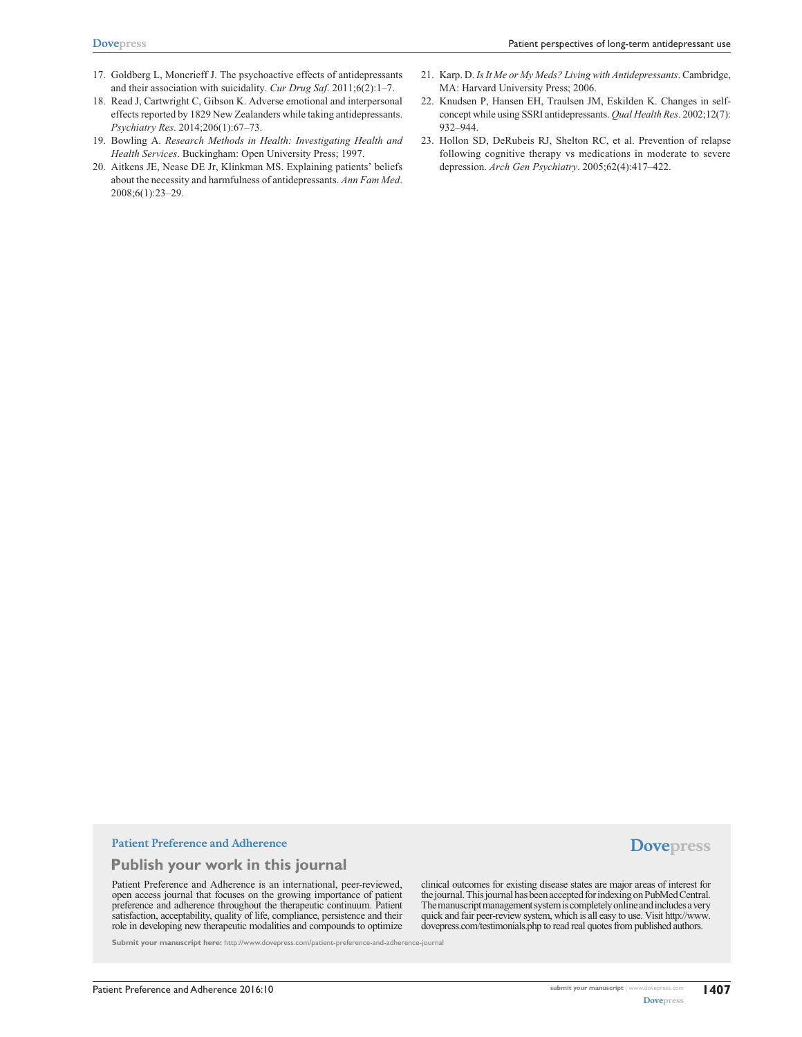17. Goldberg L, Moncrieff J. The psychoactive effects of antidepressants and their association with suicidality. *Cur Drug Saf*. 2011;6(2):1–7.
18. Read J, Cartwright C, Gibson K. Adverse emotional and interpersonal effects reported by 1829 New Zealanders while taking antidepressants. *Psychiatry Res*. 2014;206(1):67–73.
19. Bowling A. *Research Methods in Health: Investigating Health and Health Services*. Buckingham: Open University Press; 1997.
20. Aitkens JE, Nease DE Jr, Klinkman MS. Explaining patients' beliefs about the necessity and harmfulness of antidepressants. *Ann Fam Med*. 2008;6(1):23–29.
21. Karp. D. *Is It Me or My Meds? Living with Antidepressants*. Cambridge, MA: Harvard University Press; 2006.
22. Knudsen P, Hansen EH, Traulsen JM, Eskilden K. Changes in self-concept while using SSRI antidepressants. *Qual Health Res*. 2002;12(7): 932–944.
23. Hollon SD, DeRubeis RJ, Shelton RC, et al. Prevention of relapse following cognitive therapy vs medications in moderate to severe depression. *Arch Gen Psychiatry*. 2005;62(4):417–422.

**Patient Preference and Adherence**

**Dovepress**

## Publish your work in this journal

Patient Preference and Adherence is an international, peer-reviewed, open access journal that focuses on the growing importance of patient preference and adherence throughout the therapeutic continuum. Patient satisfaction, acceptability, quality of life, compliance, persistence and their role in developing new therapeutic modalities and compounds to optimize clinical outcomes for existing disease states are major areas of interest for the journal. This journal has been accepted for indexing on PubMed Central. The manuscript management system is completely online and includes a very quick and fair peer-review system, which is all easy to use. Visit http://www.dovepress.com/testimonials.php to read real quotes from published authors.

**Submit your manuscript here:** http://www.dovepress.com/patient-preference-and-adherence-journal